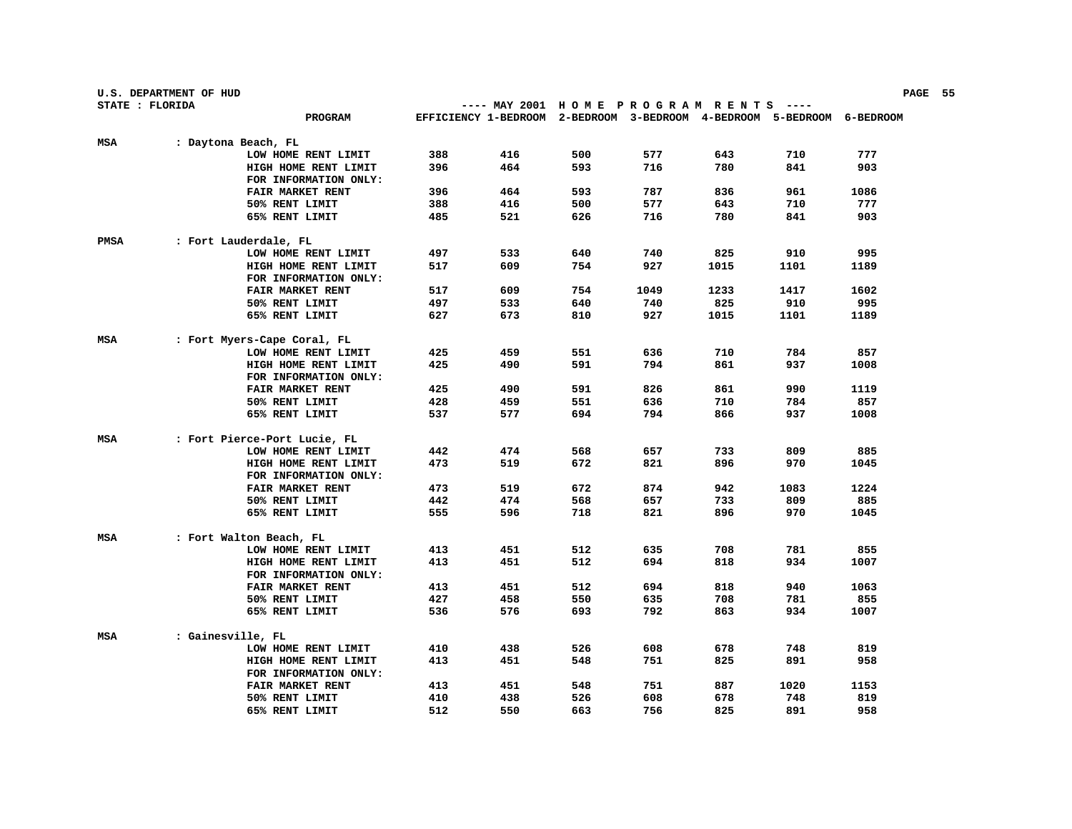U.S. DEPARTMENT OF HUD

STATE : FLORIDA

---- MAY 2001 H O M E  P R O G R A M  R E N T S ----

| | | PROGRAM | EFFICIENCY | 1-BEDROOM | 2-BEDROOM | 3-BEDROOM | 4-BEDROOM | 5-BEDROOM | 6-BEDROOM |
|---|---|---|---|---|---|---|---|---|---|
| MSA | : Daytona Beach, FL | | | | | | | | |
| | | LOW HOME RENT LIMIT | 388 | 416 | 500 | 577 | 643 | 710 | 777 |
| | | HIGH HOME RENT LIMIT | 396 | 464 | 593 | 716 | 780 | 841 | 903 |
| | | FOR INFORMATION ONLY: | | | | | | | |
| | | FAIR MARKET RENT | 396 | 464 | 593 | 787 | 836 | 961 | 1086 |
| | | 50% RENT LIMIT | 388 | 416 | 500 | 577 | 643 | 710 | 777 |
| | | 65% RENT LIMIT | 485 | 521 | 626 | 716 | 780 | 841 | 903 |
| PMSA | : Fort Lauderdale, FL | | | | | | | | |
| | | LOW HOME RENT LIMIT | 497 | 533 | 640 | 740 | 825 | 910 | 995 |
| | | HIGH HOME RENT LIMIT | 517 | 609 | 754 | 927 | 1015 | 1101 | 1189 |
| | | FOR INFORMATION ONLY: | | | | | | | |
| | | FAIR MARKET RENT | 517 | 609 | 754 | 1049 | 1233 | 1417 | 1602 |
| | | 50% RENT LIMIT | 497 | 533 | 640 | 740 | 825 | 910 | 995 |
| | | 65% RENT LIMIT | 627 | 673 | 810 | 927 | 1015 | 1101 | 1189 |
| MSA | : Fort Myers-Cape Coral, FL | | | | | | | | |
| | | LOW HOME RENT LIMIT | 425 | 459 | 551 | 636 | 710 | 784 | 857 |
| | | HIGH HOME RENT LIMIT | 425 | 490 | 591 | 794 | 861 | 937 | 1008 |
| | | FOR INFORMATION ONLY: | | | | | | | |
| | | FAIR MARKET RENT | 425 | 490 | 591 | 826 | 861 | 990 | 1119 |
| | | 50% RENT LIMIT | 428 | 459 | 551 | 636 | 710 | 784 | 857 |
| | | 65% RENT LIMIT | 537 | 577 | 694 | 794 | 866 | 937 | 1008 |
| MSA | : Fort Pierce-Port Lucie, FL | | | | | | | | |
| | | LOW HOME RENT LIMIT | 442 | 474 | 568 | 657 | 733 | 809 | 885 |
| | | HIGH HOME RENT LIMIT | 473 | 519 | 672 | 821 | 896 | 970 | 1045 |
| | | FOR INFORMATION ONLY: | | | | | | | |
| | | FAIR MARKET RENT | 473 | 519 | 672 | 874 | 942 | 1083 | 1224 |
| | | 50% RENT LIMIT | 442 | 474 | 568 | 657 | 733 | 809 | 885 |
| | | 65% RENT LIMIT | 555 | 596 | 718 | 821 | 896 | 970 | 1045 |
| MSA | : Fort Walton Beach, FL | | | | | | | | |
| | | LOW HOME RENT LIMIT | 413 | 451 | 512 | 635 | 708 | 781 | 855 |
| | | HIGH HOME RENT LIMIT | 413 | 451 | 512 | 694 | 818 | 934 | 1007 |
| | | FOR INFORMATION ONLY: | | | | | | | |
| | | FAIR MARKET RENT | 413 | 451 | 512 | 694 | 818 | 940 | 1063 |
| | | 50% RENT LIMIT | 427 | 458 | 550 | 635 | 708 | 781 | 855 |
| | | 65% RENT LIMIT | 536 | 576 | 693 | 792 | 863 | 934 | 1007 |
| MSA | : Gainesville, FL | | | | | | | | |
| | | LOW HOME RENT LIMIT | 410 | 438 | 526 | 608 | 678 | 748 | 819 |
| | | HIGH HOME RENT LIMIT | 413 | 451 | 548 | 751 | 825 | 891 | 958 |
| | | FOR INFORMATION ONLY: | | | | | | | |
| | | FAIR MARKET RENT | 413 | 451 | 548 | 751 | 887 | 1020 | 1153 |
| | | 50% RENT LIMIT | 410 | 438 | 526 | 608 | 678 | 748 | 819 |
| | | 65% RENT LIMIT | 512 | 550 | 663 | 756 | 825 | 891 | 958 |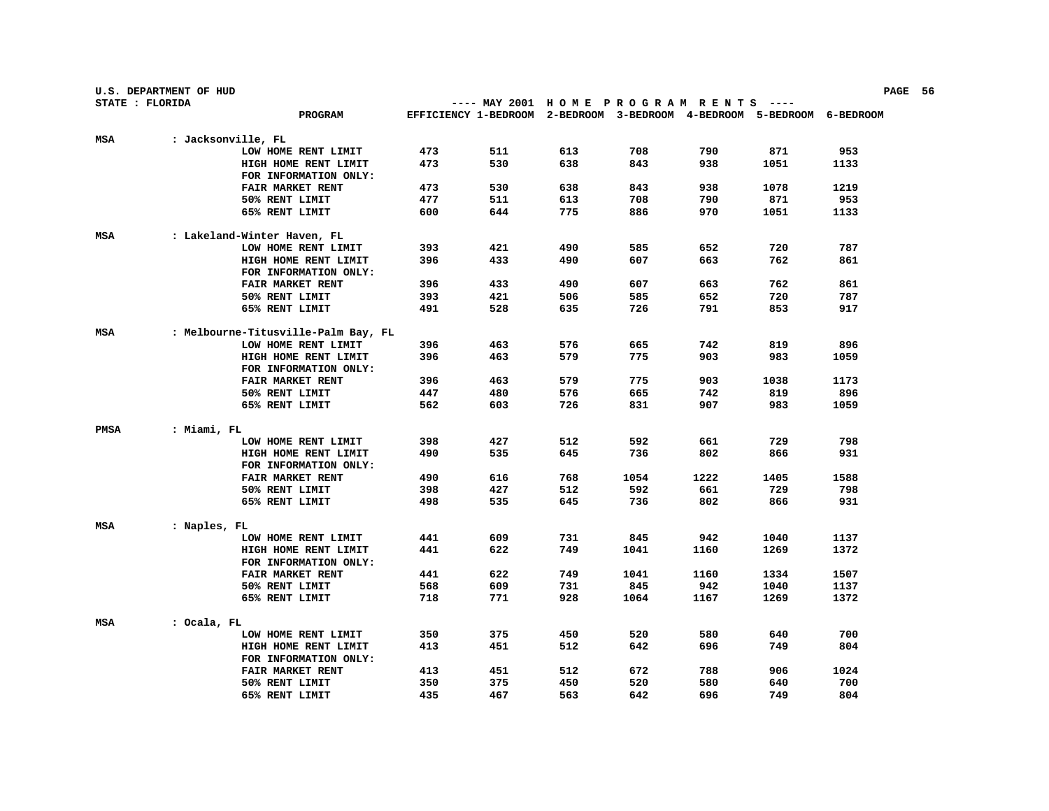U.S. DEPARTMENT OF HUD
STATE : FLORIDA

---- MAY 2001 H O M E P R O G R A M R E N T S ----

| | PROGRAM | EFFICIENCY | 1-BEDROOM | 2-BEDROOM | 3-BEDROOM | 4-BEDROOM | 5-BEDROOM | 6-BEDROOM |
|---|---|---|---|---|---|---|---|---|
| MSA | : Jacksonville, FL | | | | | | | |
| | LOW HOME RENT LIMIT | 473 | 511 | 613 | 708 | 790 | 871 | 953 |
| | HIGH HOME RENT LIMIT | 473 | 530 | 638 | 843 | 938 | 1051 | 1133 |
| | FOR INFORMATION ONLY: | | | | | | | |
| | FAIR MARKET RENT | 473 | 530 | 638 | 843 | 938 | 1078 | 1219 |
| | 50% RENT LIMIT | 477 | 511 | 613 | 708 | 790 | 871 | 953 |
| | 65% RENT LIMIT | 600 | 644 | 775 | 886 | 970 | 1051 | 1133 |
| MSA | : Lakeland-Winter Haven, FL | | | | | | | |
| | LOW HOME RENT LIMIT | 393 | 421 | 490 | 585 | 652 | 720 | 787 |
| | HIGH HOME RENT LIMIT | 396 | 433 | 490 | 607 | 663 | 762 | 861 |
| | FOR INFORMATION ONLY: | | | | | | | |
| | FAIR MARKET RENT | 396 | 433 | 490 | 607 | 663 | 762 | 861 |
| | 50% RENT LIMIT | 393 | 421 | 506 | 585 | 652 | 720 | 787 |
| | 65% RENT LIMIT | 491 | 528 | 635 | 726 | 791 | 853 | 917 |
| MSA | : Melbourne-Titusville-Palm Bay, FL | | | | | | | |
| | LOW HOME RENT LIMIT | 396 | 463 | 576 | 665 | 742 | 819 | 896 |
| | HIGH HOME RENT LIMIT | 396 | 463 | 579 | 775 | 903 | 983 | 1059 |
| | FOR INFORMATION ONLY: | | | | | | | |
| | FAIR MARKET RENT | 396 | 463 | 579 | 775 | 903 | 1038 | 1173 |
| | 50% RENT LIMIT | 447 | 480 | 576 | 665 | 742 | 819 | 896 |
| | 65% RENT LIMIT | 562 | 603 | 726 | 831 | 907 | 983 | 1059 |
| PMSA | : Miami, FL | | | | | | | |
| | LOW HOME RENT LIMIT | 398 | 427 | 512 | 592 | 661 | 729 | 798 |
| | HIGH HOME RENT LIMIT | 490 | 535 | 645 | 736 | 802 | 866 | 931 |
| | FOR INFORMATION ONLY: | | | | | | | |
| | FAIR MARKET RENT | 490 | 616 | 768 | 1054 | 1222 | 1405 | 1588 |
| | 50% RENT LIMIT | 398 | 427 | 512 | 592 | 661 | 729 | 798 |
| | 65% RENT LIMIT | 498 | 535 | 645 | 736 | 802 | 866 | 931 |
| MSA | : Naples, FL | | | | | | | |
| | LOW HOME RENT LIMIT | 441 | 609 | 731 | 845 | 942 | 1040 | 1137 |
| | HIGH HOME RENT LIMIT | 441 | 622 | 749 | 1041 | 1160 | 1269 | 1372 |
| | FOR INFORMATION ONLY: | | | | | | | |
| | FAIR MARKET RENT | 441 | 622 | 749 | 1041 | 1160 | 1334 | 1507 |
| | 50% RENT LIMIT | 568 | 609 | 731 | 845 | 942 | 1040 | 1137 |
| | 65% RENT LIMIT | 718 | 771 | 928 | 1064 | 1167 | 1269 | 1372 |
| MSA | : Ocala, FL | | | | | | | |
| | LOW HOME RENT LIMIT | 350 | 375 | 450 | 520 | 580 | 640 | 700 |
| | HIGH HOME RENT LIMIT | 413 | 451 | 512 | 642 | 696 | 749 | 804 |
| | FOR INFORMATION ONLY: | | | | | | | |
| | FAIR MARKET RENT | 413 | 451 | 512 | 672 | 788 | 906 | 1024 |
| | 50% RENT LIMIT | 350 | 375 | 450 | 520 | 580 | 640 | 700 |
| | 65% RENT LIMIT | 435 | 467 | 563 | 642 | 696 | 749 | 804 |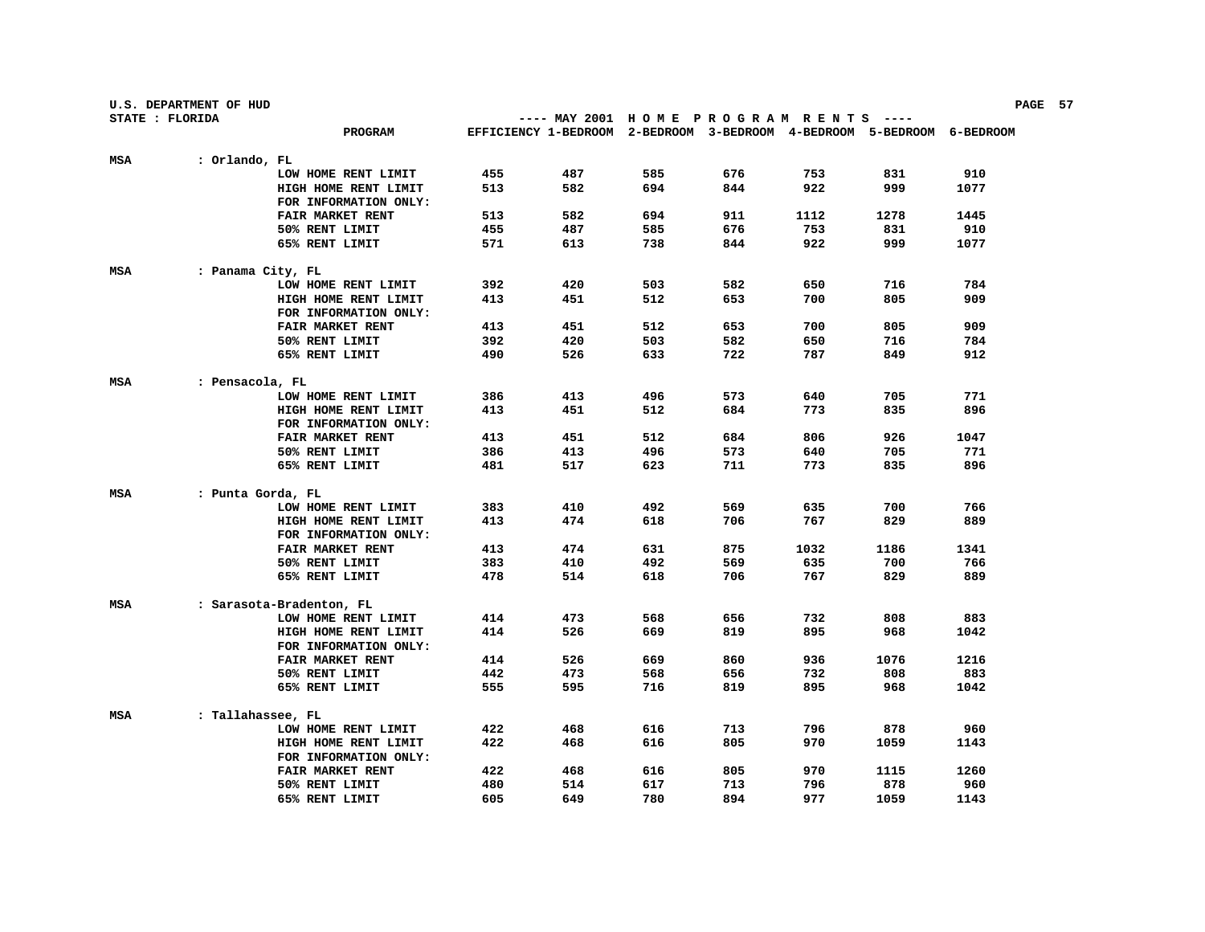U.S. DEPARTMENT OF HUD

STATE : FLORIDA

---- MAY 2001 H O M E P R O G R A M R E N T S ----

| | PROGRAM | EFFICIENCY | 1-BEDROOM | 2-BEDROOM | 3-BEDROOM | 4-BEDROOM | 5-BEDROOM | 6-BEDROOM |
|---|---|---|---|---|---|---|---|---|
| MSA | : Orlando, FL | | | | | | | |
| | LOW HOME RENT LIMIT | 455 | 487 | 585 | 676 | 753 | 831 | 910 |
| | HIGH HOME RENT LIMIT | 513 | 582 | 694 | 844 | 922 | 999 | 1077 |
| | FOR INFORMATION ONLY: | | | | | | | |
| | FAIR MARKET RENT | 513 | 582 | 694 | 911 | 1112 | 1278 | 1445 |
| | 50% RENT LIMIT | 455 | 487 | 585 | 676 | 753 | 831 | 910 |
| | 65% RENT LIMIT | 571 | 613 | 738 | 844 | 922 | 999 | 1077 |
| MSA | : Panama City, FL | | | | | | | |
| | LOW HOME RENT LIMIT | 392 | 420 | 503 | 582 | 650 | 716 | 784 |
| | HIGH HOME RENT LIMIT | 413 | 451 | 512 | 653 | 700 | 805 | 909 |
| | FOR INFORMATION ONLY: | | | | | | | |
| | FAIR MARKET RENT | 413 | 451 | 512 | 653 | 700 | 805 | 909 |
| | 50% RENT LIMIT | 392 | 420 | 503 | 582 | 650 | 716 | 784 |
| | 65% RENT LIMIT | 490 | 526 | 633 | 722 | 787 | 849 | 912 |
| MSA | : Pensacola, FL | | | | | | | |
| | LOW HOME RENT LIMIT | 386 | 413 | 496 | 573 | 640 | 705 | 771 |
| | HIGH HOME RENT LIMIT | 413 | 451 | 512 | 684 | 773 | 835 | 896 |
| | FOR INFORMATION ONLY: | | | | | | | |
| | FAIR MARKET RENT | 413 | 451 | 512 | 684 | 806 | 926 | 1047 |
| | 50% RENT LIMIT | 386 | 413 | 496 | 573 | 640 | 705 | 771 |
| | 65% RENT LIMIT | 481 | 517 | 623 | 711 | 773 | 835 | 896 |
| MSA | : Punta Gorda, FL | | | | | | | |
| | LOW HOME RENT LIMIT | 383 | 410 | 492 | 569 | 635 | 700 | 766 |
| | HIGH HOME RENT LIMIT | 413 | 474 | 618 | 706 | 767 | 829 | 889 |
| | FOR INFORMATION ONLY: | | | | | | | |
| | FAIR MARKET RENT | 413 | 474 | 631 | 875 | 1032 | 1186 | 1341 |
| | 50% RENT LIMIT | 383 | 410 | 492 | 569 | 635 | 700 | 766 |
| | 65% RENT LIMIT | 478 | 514 | 618 | 706 | 767 | 829 | 889 |
| MSA | : Sarasota-Bradenton, FL | | | | | | | |
| | LOW HOME RENT LIMIT | 414 | 473 | 568 | 656 | 732 | 808 | 883 |
| | HIGH HOME RENT LIMIT | 414 | 526 | 669 | 819 | 895 | 968 | 1042 |
| | FOR INFORMATION ONLY: | | | | | | | |
| | FAIR MARKET RENT | 414 | 526 | 669 | 860 | 936 | 1076 | 1216 |
| | 50% RENT LIMIT | 442 | 473 | 568 | 656 | 732 | 808 | 883 |
| | 65% RENT LIMIT | 555 | 595 | 716 | 819 | 895 | 968 | 1042 |
| MSA | : Tallahassee, FL | | | | | | | |
| | LOW HOME RENT LIMIT | 422 | 468 | 616 | 713 | 796 | 878 | 960 |
| | HIGH HOME RENT LIMIT | 422 | 468 | 616 | 805 | 970 | 1059 | 1143 |
| | FOR INFORMATION ONLY: | | | | | | | |
| | FAIR MARKET RENT | 422 | 468 | 616 | 805 | 970 | 1115 | 1260 |
| | 50% RENT LIMIT | 480 | 514 | 617 | 713 | 796 | 878 | 960 |
| | 65% RENT LIMIT | 605 | 649 | 780 | 894 | 977 | 1059 | 1143 |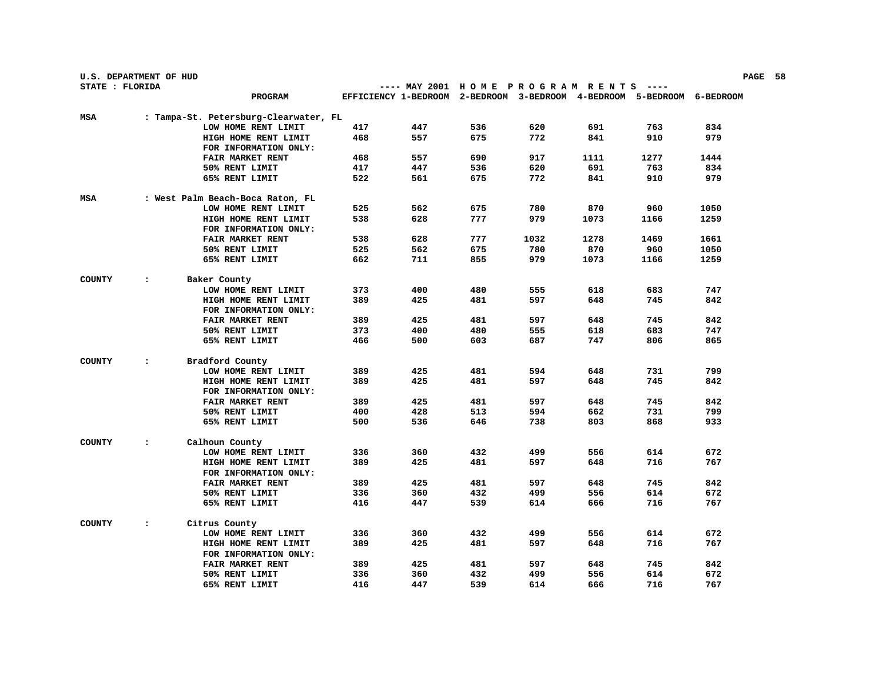U.S. DEPARTMENT OF HUD
STATE : FLORIDA

---- MAY 2001 H O M E P R O G R A M R E N T S ----

| | PROGRAM | EFFICIENCY | 1-BEDROOM | 2-BEDROOM | 3-BEDROOM | 4-BEDROOM | 5-BEDROOM | 6-BEDROOM |
|---|---|---|---|---|---|---|---|---|
| MSA | : Tampa-St. Petersburg-Clearwater, FL | | | | | | | |
| | LOW HOME RENT LIMIT | 417 | 447 | 536 | 620 | 691 | 763 | 834 |
| | HIGH HOME RENT LIMIT | 468 | 557 | 675 | 772 | 841 | 910 | 979 |
| | FOR INFORMATION ONLY: | | | | | | | |
| | FAIR MARKET RENT | 468 | 557 | 690 | 917 | 1111 | 1277 | 1444 |
| | 50% RENT LIMIT | 417 | 447 | 536 | 620 | 691 | 763 | 834 |
| | 65% RENT LIMIT | 522 | 561 | 675 | 772 | 841 | 910 | 979 |
| MSA | : West Palm Beach-Boca Raton, FL | | | | | | | |
| | LOW HOME RENT LIMIT | 525 | 562 | 675 | 780 | 870 | 960 | 1050 |
| | HIGH HOME RENT LIMIT | 538 | 628 | 777 | 979 | 1073 | 1166 | 1259 |
| | FOR INFORMATION ONLY: | | | | | | | |
| | FAIR MARKET RENT | 538 | 628 | 777 | 1032 | 1278 | 1469 | 1661 |
| | 50% RENT LIMIT | 525 | 562 | 675 | 780 | 870 | 960 | 1050 |
| | 65% RENT LIMIT | 662 | 711 | 855 | 979 | 1073 | 1166 | 1259 |
| COUNTY | : Baker County | | | | | | | |
| | LOW HOME RENT LIMIT | 373 | 400 | 480 | 555 | 618 | 683 | 747 |
| | HIGH HOME RENT LIMIT | 389 | 425 | 481 | 597 | 648 | 745 | 842 |
| | FOR INFORMATION ONLY: | | | | | | | |
| | FAIR MARKET RENT | 389 | 425 | 481 | 597 | 648 | 745 | 842 |
| | 50% RENT LIMIT | 373 | 400 | 480 | 555 | 618 | 683 | 747 |
| | 65% RENT LIMIT | 466 | 500 | 603 | 687 | 747 | 806 | 865 |
| COUNTY | : Bradford County | | | | | | | |
| | LOW HOME RENT LIMIT | 389 | 425 | 481 | 594 | 648 | 731 | 799 |
| | HIGH HOME RENT LIMIT | 389 | 425 | 481 | 597 | 648 | 745 | 842 |
| | FOR INFORMATION ONLY: | | | | | | | |
| | FAIR MARKET RENT | 389 | 425 | 481 | 597 | 648 | 745 | 842 |
| | 50% RENT LIMIT | 400 | 428 | 513 | 594 | 662 | 731 | 799 |
| | 65% RENT LIMIT | 500 | 536 | 646 | 738 | 803 | 868 | 933 |
| COUNTY | : Calhoun County | | | | | | | |
| | LOW HOME RENT LIMIT | 336 | 360 | 432 | 499 | 556 | 614 | 672 |
| | HIGH HOME RENT LIMIT | 389 | 425 | 481 | 597 | 648 | 716 | 767 |
| | FOR INFORMATION ONLY: | | | | | | | |
| | FAIR MARKET RENT | 389 | 425 | 481 | 597 | 648 | 745 | 842 |
| | 50% RENT LIMIT | 336 | 360 | 432 | 499 | 556 | 614 | 672 |
| | 65% RENT LIMIT | 416 | 447 | 539 | 614 | 666 | 716 | 767 |
| COUNTY | : Citrus County | | | | | | | |
| | LOW HOME RENT LIMIT | 336 | 360 | 432 | 499 | 556 | 614 | 672 |
| | HIGH HOME RENT LIMIT | 389 | 425 | 481 | 597 | 648 | 716 | 767 |
| | FOR INFORMATION ONLY: | | | | | | | |
| | FAIR MARKET RENT | 389 | 425 | 481 | 597 | 648 | 745 | 842 |
| | 50% RENT LIMIT | 336 | 360 | 432 | 499 | 556 | 614 | 672 |
| | 65% RENT LIMIT | 416 | 447 | 539 | 614 | 666 | 716 | 767 |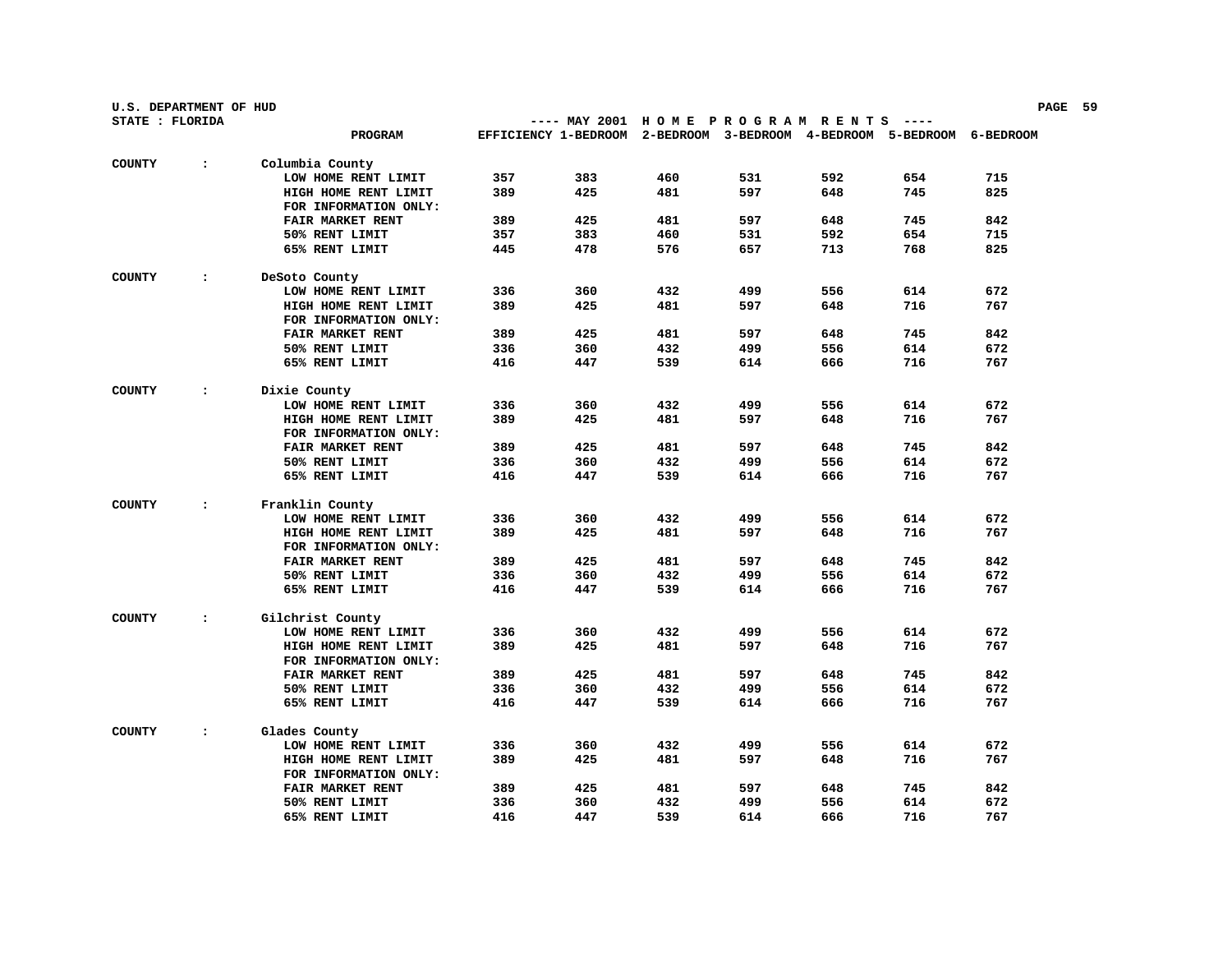U.S. DEPARTMENT OF HUD

STATE : FLORIDA

---- MAY 2001 H O M E P R O G R A M R E N T S ----

| | PROGRAM | EFFICIENCY | 1-BEDROOM | 2-BEDROOM | 3-BEDROOM | 4-BEDROOM | 5-BEDROOM | 6-BEDROOM |
|---|---|---|---|---|---|---|---|---|
| COUNTY : | Columbia County | | | | | | | |
| | LOW HOME RENT LIMIT | 357 | 383 | 460 | 531 | 592 | 654 | 715 |
| | HIGH HOME RENT LIMIT | 389 | 425 | 481 | 597 | 648 | 745 | 825 |
| | FOR INFORMATION ONLY: | | | | | | | |
| | FAIR MARKET RENT | 389 | 425 | 481 | 597 | 648 | 745 | 842 |
| | 50% RENT LIMIT | 357 | 383 | 460 | 531 | 592 | 654 | 715 |
| | 65% RENT LIMIT | 445 | 478 | 576 | 657 | 713 | 768 | 825 |
| COUNTY : | DeSoto County | | | | | | | |
| | LOW HOME RENT LIMIT | 336 | 360 | 432 | 499 | 556 | 614 | 672 |
| | HIGH HOME RENT LIMIT | 389 | 425 | 481 | 597 | 648 | 716 | 767 |
| | FOR INFORMATION ONLY: | | | | | | | |
| | FAIR MARKET RENT | 389 | 425 | 481 | 597 | 648 | 745 | 842 |
| | 50% RENT LIMIT | 336 | 360 | 432 | 499 | 556 | 614 | 672 |
| | 65% RENT LIMIT | 416 | 447 | 539 | 614 | 666 | 716 | 767 |
| COUNTY : | Dixie County | | | | | | | |
| | LOW HOME RENT LIMIT | 336 | 360 | 432 | 499 | 556 | 614 | 672 |
| | HIGH HOME RENT LIMIT | 389 | 425 | 481 | 597 | 648 | 716 | 767 |
| | FOR INFORMATION ONLY: | | | | | | | |
| | FAIR MARKET RENT | 389 | 425 | 481 | 597 | 648 | 745 | 842 |
| | 50% RENT LIMIT | 336 | 360 | 432 | 499 | 556 | 614 | 672 |
| | 65% RENT LIMIT | 416 | 447 | 539 | 614 | 666 | 716 | 767 |
| COUNTY : | Franklin County | | | | | | | |
| | LOW HOME RENT LIMIT | 336 | 360 | 432 | 499 | 556 | 614 | 672 |
| | HIGH HOME RENT LIMIT | 389 | 425 | 481 | 597 | 648 | 716 | 767 |
| | FOR INFORMATION ONLY: | | | | | | | |
| | FAIR MARKET RENT | 389 | 425 | 481 | 597 | 648 | 745 | 842 |
| | 50% RENT LIMIT | 336 | 360 | 432 | 499 | 556 | 614 | 672 |
| | 65% RENT LIMIT | 416 | 447 | 539 | 614 | 666 | 716 | 767 |
| COUNTY : | Gilchrist County | | | | | | | |
| | LOW HOME RENT LIMIT | 336 | 360 | 432 | 499 | 556 | 614 | 672 |
| | HIGH HOME RENT LIMIT | 389 | 425 | 481 | 597 | 648 | 716 | 767 |
| | FOR INFORMATION ONLY: | | | | | | | |
| | FAIR MARKET RENT | 389 | 425 | 481 | 597 | 648 | 745 | 842 |
| | 50% RENT LIMIT | 336 | 360 | 432 | 499 | 556 | 614 | 672 |
| | 65% RENT LIMIT | 416 | 447 | 539 | 614 | 666 | 716 | 767 |
| COUNTY : | Glades County | | | | | | | |
| | LOW HOME RENT LIMIT | 336 | 360 | 432 | 499 | 556 | 614 | 672 |
| | HIGH HOME RENT LIMIT | 389 | 425 | 481 | 597 | 648 | 716 | 767 |
| | FOR INFORMATION ONLY: | | | | | | | |
| | FAIR MARKET RENT | 389 | 425 | 481 | 597 | 648 | 745 | 842 |
| | 50% RENT LIMIT | 336 | 360 | 432 | 499 | 556 | 614 | 672 |
| | 65% RENT LIMIT | 416 | 447 | 539 | 614 | 666 | 716 | 767 |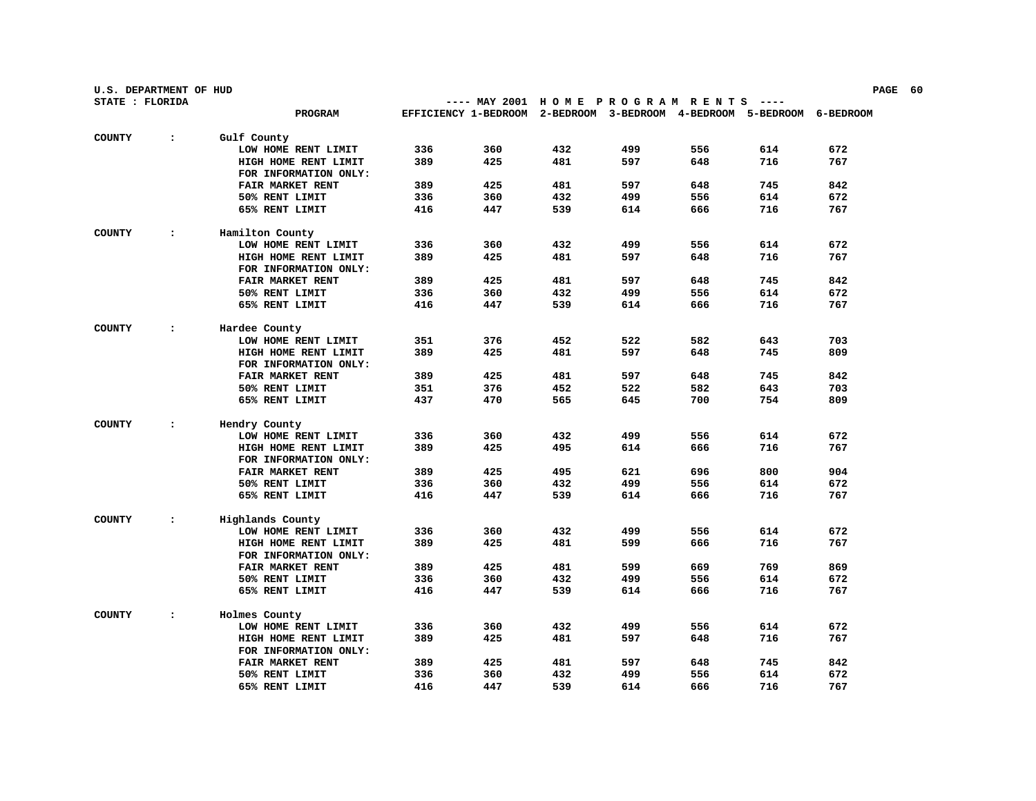U.S. DEPARTMENT OF HUD
STATE : FLORIDA

---- MAY 2001 H O M E P R O G R A M R E N T S ----

| | PROGRAM | EFFICIENCY | 1-BEDROOM | 2-BEDROOM | 3-BEDROOM | 4-BEDROOM | 5-BEDROOM | 6-BEDROOM |
|---|---|---|---|---|---|---|---|---|
| COUNTY : | Gulf County | | | | | | | |
| | LOW HOME RENT LIMIT | 336 | 360 | 432 | 499 | 556 | 614 | 672 |
| | HIGH HOME RENT LIMIT | 389 | 425 | 481 | 597 | 648 | 716 | 767 |
| | FOR INFORMATION ONLY: | | | | | | | |
| | FAIR MARKET RENT | 389 | 425 | 481 | 597 | 648 | 745 | 842 |
| | 50% RENT LIMIT | 336 | 360 | 432 | 499 | 556 | 614 | 672 |
| | 65% RENT LIMIT | 416 | 447 | 539 | 614 | 666 | 716 | 767 |
| COUNTY : | Hamilton County | | | | | | | |
| | LOW HOME RENT LIMIT | 336 | 360 | 432 | 499 | 556 | 614 | 672 |
| | HIGH HOME RENT LIMIT | 389 | 425 | 481 | 597 | 648 | 716 | 767 |
| | FOR INFORMATION ONLY: | | | | | | | |
| | FAIR MARKET RENT | 389 | 425 | 481 | 597 | 648 | 745 | 842 |
| | 50% RENT LIMIT | 336 | 360 | 432 | 499 | 556 | 614 | 672 |
| | 65% RENT LIMIT | 416 | 447 | 539 | 614 | 666 | 716 | 767 |
| COUNTY : | Hardee County | | | | | | | |
| | LOW HOME RENT LIMIT | 351 | 376 | 452 | 522 | 582 | 643 | 703 |
| | HIGH HOME RENT LIMIT | 389 | 425 | 481 | 597 | 648 | 745 | 809 |
| | FOR INFORMATION ONLY: | | | | | | | |
| | FAIR MARKET RENT | 389 | 425 | 481 | 597 | 648 | 745 | 842 |
| | 50% RENT LIMIT | 351 | 376 | 452 | 522 | 582 | 643 | 703 |
| | 65% RENT LIMIT | 437 | 470 | 565 | 645 | 700 | 754 | 809 |
| COUNTY : | Hendry County | | | | | | | |
| | LOW HOME RENT LIMIT | 336 | 360 | 432 | 499 | 556 | 614 | 672 |
| | HIGH HOME RENT LIMIT | 389 | 425 | 495 | 614 | 666 | 716 | 767 |
| | FOR INFORMATION ONLY: | | | | | | | |
| | FAIR MARKET RENT | 389 | 425 | 495 | 621 | 696 | 800 | 904 |
| | 50% RENT LIMIT | 336 | 360 | 432 | 499 | 556 | 614 | 672 |
| | 65% RENT LIMIT | 416 | 447 | 539 | 614 | 666 | 716 | 767 |
| COUNTY : | Highlands County | | | | | | | |
| | LOW HOME RENT LIMIT | 336 | 360 | 432 | 499 | 556 | 614 | 672 |
| | HIGH HOME RENT LIMIT | 389 | 425 | 481 | 599 | 666 | 716 | 767 |
| | FOR INFORMATION ONLY: | | | | | | | |
| | FAIR MARKET RENT | 389 | 425 | 481 | 599 | 669 | 769 | 869 |
| | 50% RENT LIMIT | 336 | 360 | 432 | 499 | 556 | 614 | 672 |
| | 65% RENT LIMIT | 416 | 447 | 539 | 614 | 666 | 716 | 767 |
| COUNTY : | Holmes County | | | | | | | |
| | LOW HOME RENT LIMIT | 336 | 360 | 432 | 499 | 556 | 614 | 672 |
| | HIGH HOME RENT LIMIT | 389 | 425 | 481 | 597 | 648 | 716 | 767 |
| | FOR INFORMATION ONLY: | | | | | | | |
| | FAIR MARKET RENT | 389 | 425 | 481 | 597 | 648 | 745 | 842 |
| | 50% RENT LIMIT | 336 | 360 | 432 | 499 | 556 | 614 | 672 |
| | 65% RENT LIMIT | 416 | 447 | 539 | 614 | 666 | 716 | 767 |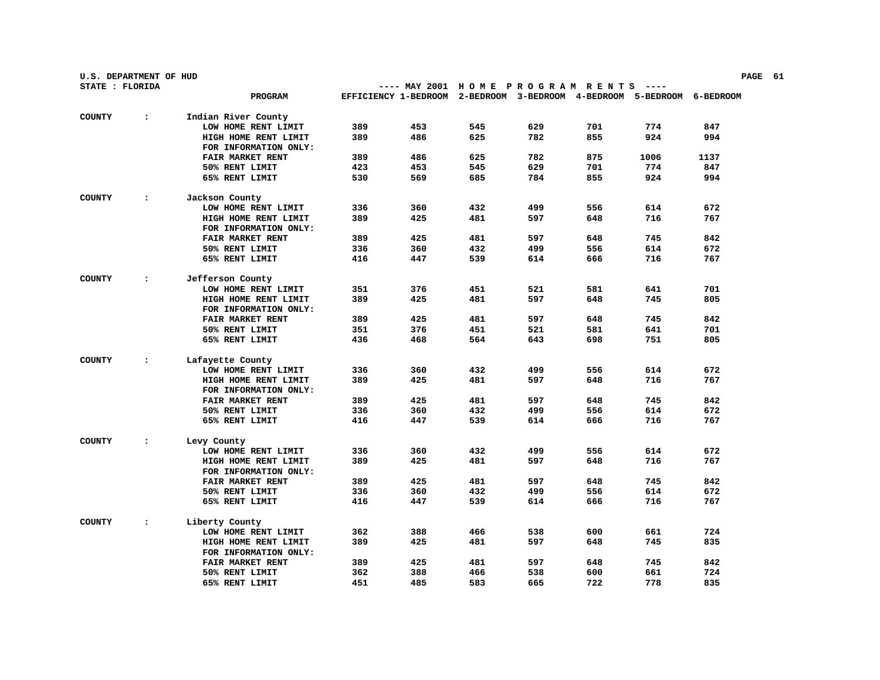U.S. DEPARTMENT OF HUD
STATE : FLORIDA

---- MAY 2001 H O M E  P R O G R A M  R E N T S ----

| | | PROGRAM | EFFICIENCY | 1-BEDROOM | 2-BEDROOM | 3-BEDROOM | 4-BEDROOM | 5-BEDROOM | 6-BEDROOM |
|---|---|---|---|---|---|---|---|---|---|
| COUNTY | : | Indian River County | | | | | | | |
| | | LOW HOME RENT LIMIT | 389 | 453 | 545 | 629 | 701 | 774 | 847 |
| | | HIGH HOME RENT LIMIT | 389 | 486 | 625 | 782 | 855 | 924 | 994 |
| | | FOR INFORMATION ONLY: | | | | | | | |
| | | FAIR MARKET RENT | 389 | 486 | 625 | 782 | 875 | 1006 | 1137 |
| | | 50% RENT LIMIT | 423 | 453 | 545 | 629 | 701 | 774 | 847 |
| | | 65% RENT LIMIT | 530 | 569 | 685 | 784 | 855 | 924 | 994 |
| COUNTY | : | Jackson County | | | | | | | |
| | | LOW HOME RENT LIMIT | 336 | 360 | 432 | 499 | 556 | 614 | 672 |
| | | HIGH HOME RENT LIMIT | 389 | 425 | 481 | 597 | 648 | 716 | 767 |
| | | FOR INFORMATION ONLY: | | | | | | | |
| | | FAIR MARKET RENT | 389 | 425 | 481 | 597 | 648 | 745 | 842 |
| | | 50% RENT LIMIT | 336 | 360 | 432 | 499 | 556 | 614 | 672 |
| | | 65% RENT LIMIT | 416 | 447 | 539 | 614 | 666 | 716 | 767 |
| COUNTY | : | Jefferson County | | | | | | | |
| | | LOW HOME RENT LIMIT | 351 | 376 | 451 | 521 | 581 | 641 | 701 |
| | | HIGH HOME RENT LIMIT | 389 | 425 | 481 | 597 | 648 | 745 | 805 |
| | | FOR INFORMATION ONLY: | | | | | | | |
| | | FAIR MARKET RENT | 389 | 425 | 481 | 597 | 648 | 745 | 842 |
| | | 50% RENT LIMIT | 351 | 376 | 451 | 521 | 581 | 641 | 701 |
| | | 65% RENT LIMIT | 436 | 468 | 564 | 643 | 698 | 751 | 805 |
| COUNTY | : | Lafayette County | | | | | | | |
| | | LOW HOME RENT LIMIT | 336 | 360 | 432 | 499 | 556 | 614 | 672 |
| | | HIGH HOME RENT LIMIT | 389 | 425 | 481 | 597 | 648 | 716 | 767 |
| | | FOR INFORMATION ONLY: | | | | | | | |
| | | FAIR MARKET RENT | 389 | 425 | 481 | 597 | 648 | 745 | 842 |
| | | 50% RENT LIMIT | 336 | 360 | 432 | 499 | 556 | 614 | 672 |
| | | 65% RENT LIMIT | 416 | 447 | 539 | 614 | 666 | 716 | 767 |
| COUNTY | : | Levy County | | | | | | | |
| | | LOW HOME RENT LIMIT | 336 | 360 | 432 | 499 | 556 | 614 | 672 |
| | | HIGH HOME RENT LIMIT | 389 | 425 | 481 | 597 | 648 | 716 | 767 |
| | | FOR INFORMATION ONLY: | | | | | | | |
| | | FAIR MARKET RENT | 389 | 425 | 481 | 597 | 648 | 745 | 842 |
| | | 50% RENT LIMIT | 336 | 360 | 432 | 499 | 556 | 614 | 672 |
| | | 65% RENT LIMIT | 416 | 447 | 539 | 614 | 666 | 716 | 767 |
| COUNTY | : | Liberty County | | | | | | | |
| | | LOW HOME RENT LIMIT | 362 | 388 | 466 | 538 | 600 | 661 | 724 |
| | | HIGH HOME RENT LIMIT | 389 | 425 | 481 | 597 | 648 | 745 | 835 |
| | | FOR INFORMATION ONLY: | | | | | | | |
| | | FAIR MARKET RENT | 389 | 425 | 481 | 597 | 648 | 745 | 842 |
| | | 50% RENT LIMIT | 362 | 388 | 466 | 538 | 600 | 661 | 724 |
| | | 65% RENT LIMIT | 451 | 485 | 583 | 665 | 722 | 778 | 835 |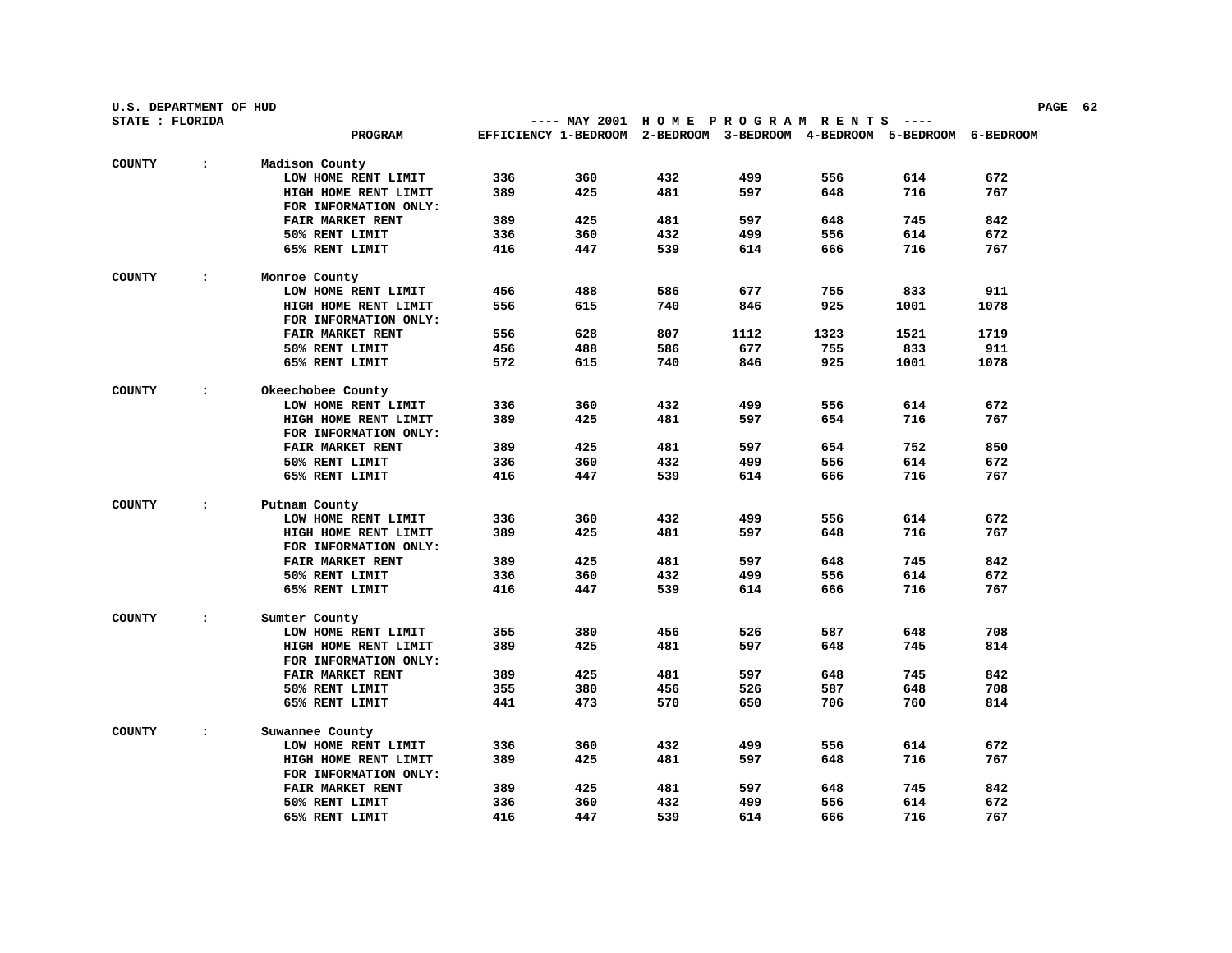U.S. DEPARTMENT OF HUD
STATE : FLORIDA

---- MAY 2001 H O M E P R O G R A M R E N T S ----

| | PROGRAM | EFFICIENCY | 1-BEDROOM | 2-BEDROOM | 3-BEDROOM | 4-BEDROOM | 5-BEDROOM | 6-BEDROOM |
|---|---|---|---|---|---|---|---|---|
| COUNTY : | Madison County | | | | | | | |
| | LOW HOME RENT LIMIT | 336 | 360 | 432 | 499 | 556 | 614 | 672 |
| | HIGH HOME RENT LIMIT | 389 | 425 | 481 | 597 | 648 | 716 | 767 |
| | FOR INFORMATION ONLY: | | | | | | | |
| | FAIR MARKET RENT | 389 | 425 | 481 | 597 | 648 | 745 | 842 |
| | 50% RENT LIMIT | 336 | 360 | 432 | 499 | 556 | 614 | 672 |
| | 65% RENT LIMIT | 416 | 447 | 539 | 614 | 666 | 716 | 767 |
| COUNTY : | Monroe County | | | | | | | |
| | LOW HOME RENT LIMIT | 456 | 488 | 586 | 677 | 755 | 833 | 911 |
| | HIGH HOME RENT LIMIT | 556 | 615 | 740 | 846 | 925 | 1001 | 1078 |
| | FOR INFORMATION ONLY: | | | | | | | |
| | FAIR MARKET RENT | 556 | 628 | 807 | 1112 | 1323 | 1521 | 1719 |
| | 50% RENT LIMIT | 456 | 488 | 586 | 677 | 755 | 833 | 911 |
| | 65% RENT LIMIT | 572 | 615 | 740 | 846 | 925 | 1001 | 1078 |
| COUNTY : | Okeechobee County | | | | | | | |
| | LOW HOME RENT LIMIT | 336 | 360 | 432 | 499 | 556 | 614 | 672 |
| | HIGH HOME RENT LIMIT | 389 | 425 | 481 | 597 | 654 | 716 | 767 |
| | FOR INFORMATION ONLY: | | | | | | | |
| | FAIR MARKET RENT | 389 | 425 | 481 | 597 | 654 | 752 | 850 |
| | 50% RENT LIMIT | 336 | 360 | 432 | 499 | 556 | 614 | 672 |
| | 65% RENT LIMIT | 416 | 447 | 539 | 614 | 666 | 716 | 767 |
| COUNTY : | Putnam County | | | | | | | |
| | LOW HOME RENT LIMIT | 336 | 360 | 432 | 499 | 556 | 614 | 672 |
| | HIGH HOME RENT LIMIT | 389 | 425 | 481 | 597 | 648 | 716 | 767 |
| | FOR INFORMATION ONLY: | | | | | | | |
| | FAIR MARKET RENT | 389 | 425 | 481 | 597 | 648 | 745 | 842 |
| | 50% RENT LIMIT | 336 | 360 | 432 | 499 | 556 | 614 | 672 |
| | 65% RENT LIMIT | 416 | 447 | 539 | 614 | 666 | 716 | 767 |
| COUNTY : | Sumter County | | | | | | | |
| | LOW HOME RENT LIMIT | 355 | 380 | 456 | 526 | 587 | 648 | 708 |
| | HIGH HOME RENT LIMIT | 389 | 425 | 481 | 597 | 648 | 745 | 814 |
| | FOR INFORMATION ONLY: | | | | | | | |
| | FAIR MARKET RENT | 389 | 425 | 481 | 597 | 648 | 745 | 842 |
| | 50% RENT LIMIT | 355 | 380 | 456 | 526 | 587 | 648 | 708 |
| | 65% RENT LIMIT | 441 | 473 | 570 | 650 | 706 | 760 | 814 |
| COUNTY : | Suwannee County | | | | | | | |
| | LOW HOME RENT LIMIT | 336 | 360 | 432 | 499 | 556 | 614 | 672 |
| | HIGH HOME RENT LIMIT | 389 | 425 | 481 | 597 | 648 | 716 | 767 |
| | FOR INFORMATION ONLY: | | | | | | | |
| | FAIR MARKET RENT | 389 | 425 | 481 | 597 | 648 | 745 | 842 |
| | 50% RENT LIMIT | 336 | 360 | 432 | 499 | 556 | 614 | 672 |
| | 65% RENT LIMIT | 416 | 447 | 539 | 614 | 666 | 716 | 767 |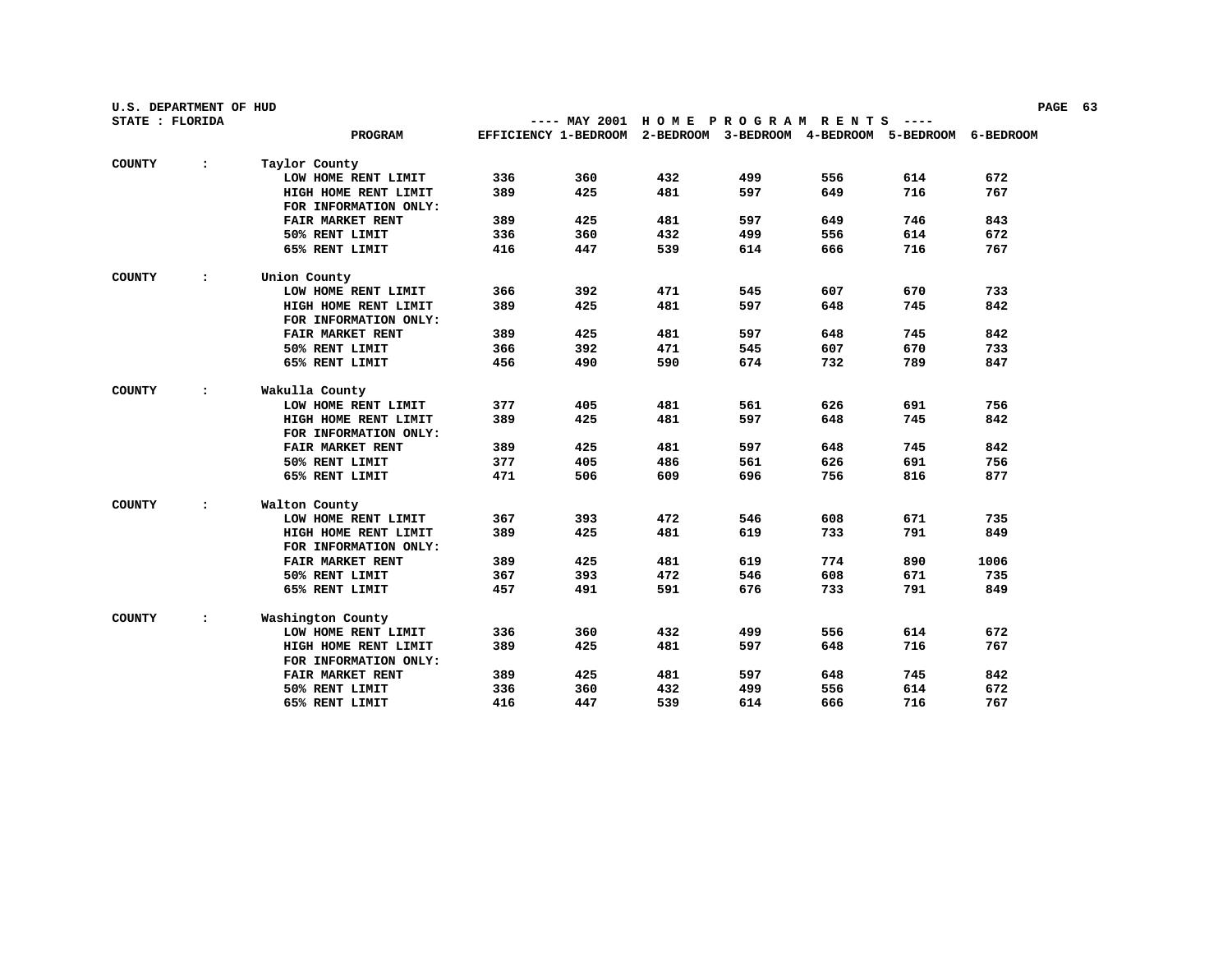U.S. DEPARTMENT OF HUD
STATE : FLORIDA

---- MAY 2001 H O M E P R O G R A M R E N T S ----

| COUNTY | PROGRAM | EFFICIENCY | 1-BEDROOM | 2-BEDROOM | 3-BEDROOM | 4-BEDROOM | 5-BEDROOM | 6-BEDROOM |
|---|---|---|---|---|---|---|---|---|
| Taylor County | LOW HOME RENT LIMIT | 336 | 360 | 432 | 499 | 556 | 614 | 672 |
| | HIGH HOME RENT LIMIT | 389 | 425 | 481 | 597 | 649 | 716 | 767 |
| | FOR INFORMATION ONLY: | | | | | | | |
| | FAIR MARKET RENT | 389 | 425 | 481 | 597 | 649 | 746 | 843 |
| | 50% RENT LIMIT | 336 | 360 | 432 | 499 | 556 | 614 | 672 |
| | 65% RENT LIMIT | 416 | 447 | 539 | 614 | 666 | 716 | 767 |
| Union County | LOW HOME RENT LIMIT | 366 | 392 | 471 | 545 | 607 | 670 | 733 |
| | HIGH HOME RENT LIMIT | 389 | 425 | 481 | 597 | 648 | 745 | 842 |
| | FOR INFORMATION ONLY: | | | | | | | |
| | FAIR MARKET RENT | 389 | 425 | 481 | 597 | 648 | 745 | 842 |
| | 50% RENT LIMIT | 366 | 392 | 471 | 545 | 607 | 670 | 733 |
| | 65% RENT LIMIT | 456 | 490 | 590 | 674 | 732 | 789 | 847 |
| Wakulla County | LOW HOME RENT LIMIT | 377 | 405 | 481 | 561 | 626 | 691 | 756 |
| | HIGH HOME RENT LIMIT | 389 | 425 | 481 | 597 | 648 | 745 | 842 |
| | FOR INFORMATION ONLY: | | | | | | | |
| | FAIR MARKET RENT | 389 | 425 | 481 | 597 | 648 | 745 | 842 |
| | 50% RENT LIMIT | 377 | 405 | 486 | 561 | 626 | 691 | 756 |
| | 65% RENT LIMIT | 471 | 506 | 609 | 696 | 756 | 816 | 877 |
| Walton County | LOW HOME RENT LIMIT | 367 | 393 | 472 | 546 | 608 | 671 | 735 |
| | HIGH HOME RENT LIMIT | 389 | 425 | 481 | 619 | 733 | 791 | 849 |
| | FOR INFORMATION ONLY: | | | | | | | |
| | FAIR MARKET RENT | 389 | 425 | 481 | 619 | 774 | 890 | 1006 |
| | 50% RENT LIMIT | 367 | 393 | 472 | 546 | 608 | 671 | 735 |
| | 65% RENT LIMIT | 457 | 491 | 591 | 676 | 733 | 791 | 849 |
| Washington County | LOW HOME RENT LIMIT | 336 | 360 | 432 | 499 | 556 | 614 | 672 |
| | HIGH HOME RENT LIMIT | 389 | 425 | 481 | 597 | 648 | 716 | 767 |
| | FOR INFORMATION ONLY: | | | | | | | |
| | FAIR MARKET RENT | 389 | 425 | 481 | 597 | 648 | 745 | 842 |
| | 50% RENT LIMIT | 336 | 360 | 432 | 499 | 556 | 614 | 672 |
| | 65% RENT LIMIT | 416 | 447 | 539 | 614 | 666 | 716 | 767 |